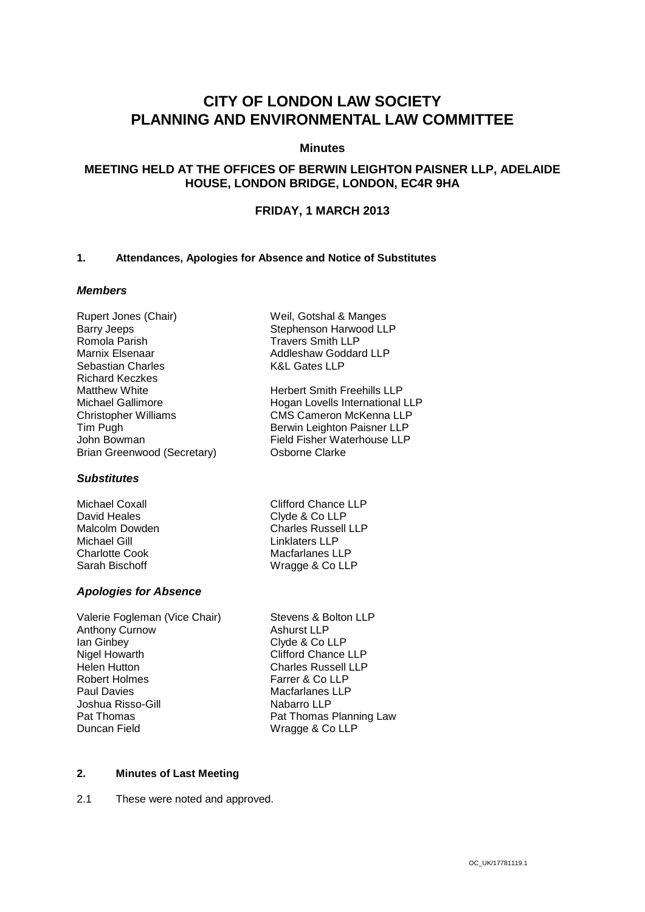# CITY OF LONDON LAW SOCIETY PLANNING AND ENVIRONMENTAL LAW COMMITTEE

**Minutes**

**MEETING HELD AT THE OFFICES OF BERWIN LEIGHTON PAISNER LLP, ADELAIDE HOUSE, LONDON BRIDGE, LONDON, EC4R 9HA**

**FRIDAY, 1 MARCH 2013**

## 1. Attendances, Apologies for Absence and Notice of Substitutes

### *Members*

| | |
|---|---|
| Rupert Jones (Chair) | Weil, Gotshal & Manges |
| Barry Jeeps | Stephenson Harwood LLP |
| Romola Parish | Travers Smith LLP |
| Marnix Elsenaar | Addleshaw Goddard LLP |
| Sebastian Charles | K&L Gates LLP |
| Richard Keczkes | |
| Matthew White | Herbert Smith Freehills LLP |
| Michael Gallimore | Hogan Lovells International LLP |
| Christopher Williams | CMS Cameron McKenna LLP |
| Tim Pugh | Berwin Leighton Paisner LLP |
| John Bowman | Field Fisher Waterhouse LLP |
| Brian Greenwood (Secretary) | Osborne Clarke |

### *Substitutes*

| | |
|---|---|
| Michael Coxall | Clifford Chance LLP |
| David Heales | Clyde & Co LLP |
| Malcolm Dowden | Charles Russell LLP |
| Michael Gill | Linklaters LLP |
| Charlotte Cook | Macfarlanes LLP |
| Sarah Bischoff | Wragge & Co LLP |

### *Apologies for Absence*

| | |
|---|---|
| Valerie Fogleman (Vice Chair) | Stevens & Bolton LLP |
| Anthony Curnow | Ashurst LLP |
| Ian Ginbey | Clyde & Co LLP |
| Nigel Howarth | Clifford Chance LLP |
| Helen Hutton | Charles Russell LLP |
| Robert Holmes | Farrer & Co LLP |
| Paul Davies | Macfarlanes LLP |
| Joshua Risso-Gill | Nabarro LLP |
| Pat Thomas | Pat Thomas Planning Law |
| Duncan Field | Wragge & Co LLP |

## 2. Minutes of Last Meeting

2.1 These were noted and approved.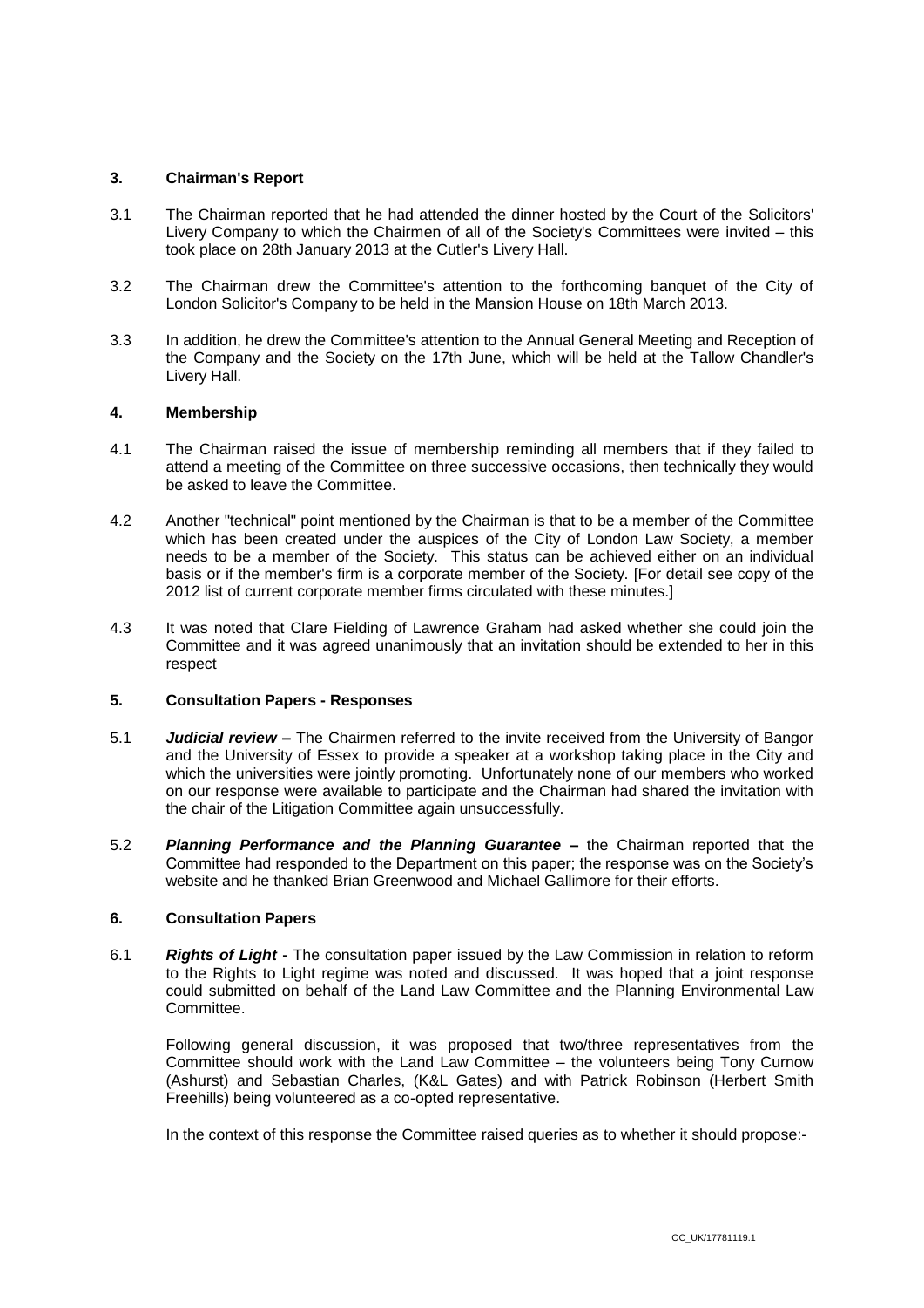### 3. Chairman's Report

3.1 The Chairman reported that he had attended the dinner hosted by the Court of the Solicitors' Livery Company to which the Chairmen of all of the Society's Committees were invited – this took place on 28th January 2013 at the Cutler's Livery Hall.

3.2 The Chairman drew the Committee's attention to the forthcoming banquet of the City of London Solicitor's Company to be held in the Mansion House on 18th March 2013.

3.3 In addition, he drew the Committee's attention to the Annual General Meeting and Reception of the Company and the Society on the 17th June, which will be held at the Tallow Chandler's Livery Hall.

### 4. Membership

4.1 The Chairman raised the issue of membership reminding all members that if they failed to attend a meeting of the Committee on three successive occasions, then technically they would be asked to leave the Committee.

4.2 Another "technical" point mentioned by the Chairman is that to be a member of the Committee which has been created under the auspices of the City of London Law Society, a member needs to be a member of the Society. This status can be achieved either on an individual basis or if the member's firm is a corporate member of the Society. [For detail see copy of the 2012 list of current corporate member firms circulated with these minutes.]

4.3 It was noted that Clare Fielding of Lawrence Graham had asked whether she could join the Committee and it was agreed unanimously that an invitation should be extended to her in this respect

### 5. Consultation Papers - Responses

5.1 ***Judicial review –*** The Chairmen referred to the invite received from the University of Bangor and the University of Essex to provide a speaker at a workshop taking place in the City and which the universities were jointly promoting. Unfortunately none of our members who worked on our response were available to participate and the Chairman had shared the invitation with the chair of the Litigation Committee again unsuccessfully.

5.2 ***Planning Performance and the Planning Guarantee –*** the Chairman reported that the Committee had responded to the Department on this paper; the response was on the Society's website and he thanked Brian Greenwood and Michael Gallimore for their efforts.

### 6. Consultation Papers

6.1 ***Rights of Light -*** The consultation paper issued by the Law Commission in relation to reform to the Rights to Light regime was noted and discussed. It was hoped that a joint response could submitted on behalf of the Land Law Committee and the Planning Environmental Law Committee.

Following general discussion, it was proposed that two/three representatives from the Committee should work with the Land Law Committee – the volunteers being Tony Curnow (Ashurst) and Sebastian Charles, (K&L Gates) and with Patrick Robinson (Herbert Smith Freehills) being volunteered as a co-opted representative.

In the context of this response the Committee raised queries as to whether it should propose:-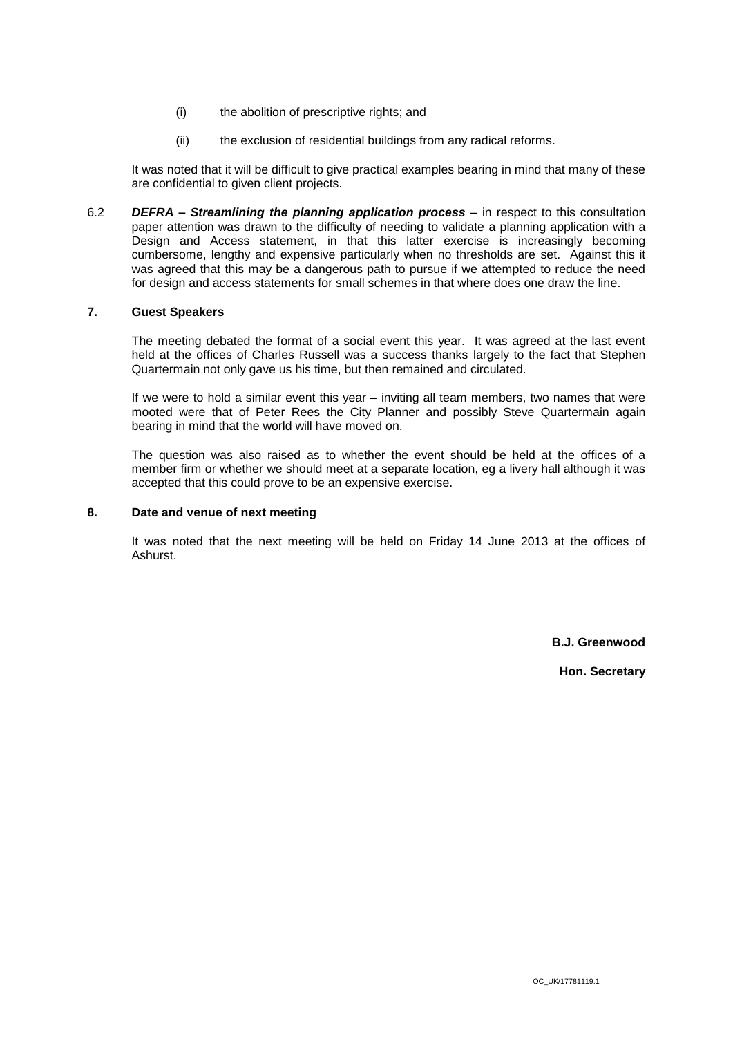(i) the abolition of prescriptive rights; and

(ii) the exclusion of residential buildings from any radical reforms.

It was noted that it will be difficult to give practical examples bearing in mind that many of these are confidential to given client projects.

6.2 ***DEFRA – Streamlining the planning application process*** – in respect to this consultation paper attention was drawn to the difficulty of needing to validate a planning application with a Design and Access statement, in that this latter exercise is increasingly becoming cumbersome, lengthy and expensive particularly when no thresholds are set. Against this it was agreed that this may be a dangerous path to pursue if we attempted to reduce the need for design and access statements for small schemes in that where does one draw the line.

## 7. Guest Speakers

The meeting debated the format of a social event this year. It was agreed at the last event held at the offices of Charles Russell was a success thanks largely to the fact that Stephen Quartermain not only gave us his time, but then remained and circulated.

If we were to hold a similar event this year – inviting all team members, two names that were mooted were that of Peter Rees the City Planner and possibly Steve Quartermain again bearing in mind that the world will have moved on.

The question was also raised as to whether the event should be held at the offices of a member firm or whether we should meet at a separate location, eg a livery hall although it was accepted that this could prove to be an expensive exercise.

## 8. Date and venue of next meeting

It was noted that the next meeting will be held on Friday 14 June 2013 at the offices of Ashurst.

**B.J. Greenwood**

**Hon. Secretary**

OC_UK/17781119.1